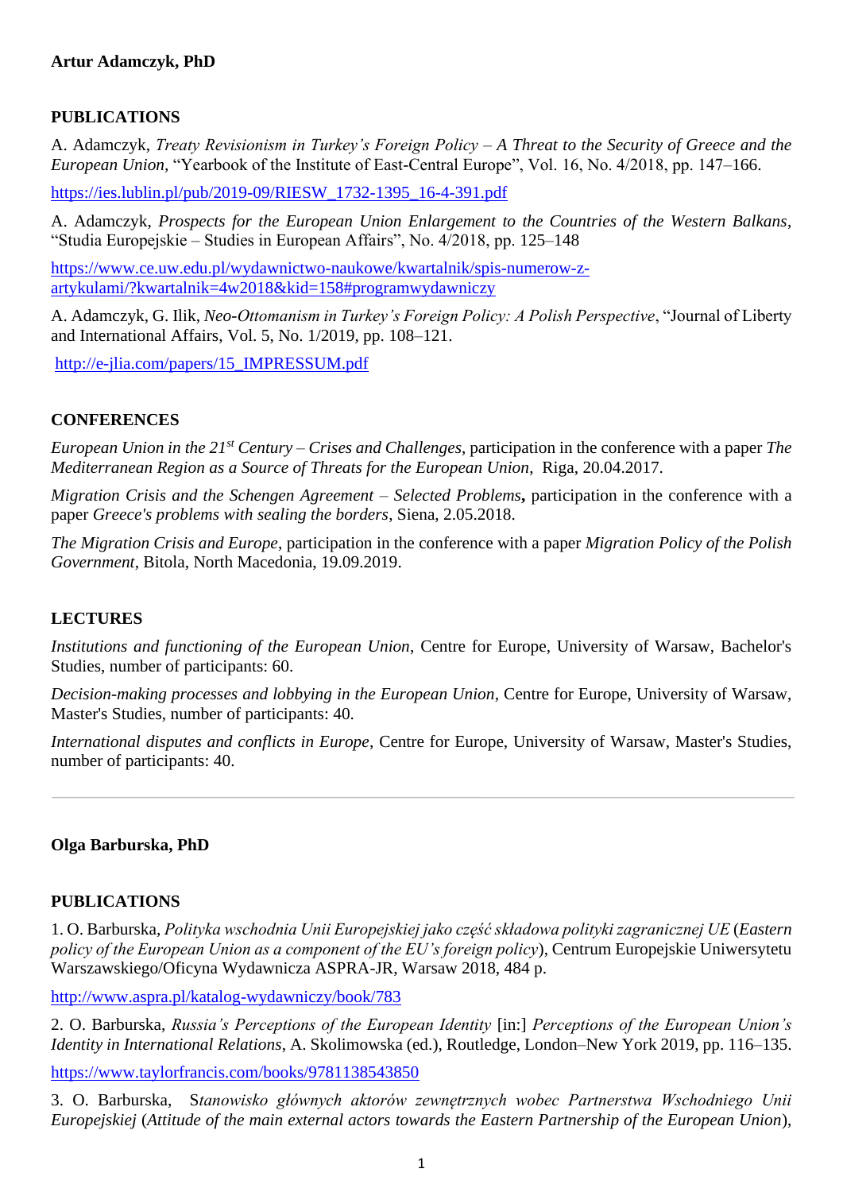**Artur Adamczyk, PhD**

**PUBLICATIONS**

A. Adamczyk, *Treaty Revisionism in Turkey's Foreign Policy – A Threat to the Security of Greece and the European Union*, "Yearbook of the Institute of East-Central Europe", Vol. 16, No. 4/2018, pp. 147–166.

https://ies.lublin.pl/pub/2019-09/RIESW_1732-1395_16-4-391.pdf

A. Adamczyk, *Prospects for the European Union Enlargement to the Countries of the Western Balkans*, "Studia Europejskie – Studies in European Affairs", No. 4/2018, pp. 125–148

https://www.ce.uw.edu.pl/wydawnictwo-naukowe/kwartalnik/spis-numerow-z-artykulami/?kwartalnik=4w2018&kid=158#programwydawniczy

A. Adamczyk, G. Ilik, *Neo-Ottomanism in Turkey's Foreign Policy: A Polish Perspective*, "Journal of Liberty and International Affairs, Vol. 5, No. 1/2019, pp. 108–121.

http://e-jlia.com/papers/15_IMPRESSUM.pdf

**CONFERENCES**

*European Union in the 21st Century – Crises and Challenges*, participation in the conference with a paper *The Mediterranean Region as a Source of Threats for the European Union*, Riga, 20.04.2017.

*Migration Crisis and the Schengen Agreement – Selected Problems***,** participation in the conference with a paper *Greece's problems with sealing the borders*, Siena, 2.05.2018.

*The Migration Crisis and Europe*, participation in the conference with a paper *Migration Policy of the Polish Government*, Bitola, North Macedonia, 19.09.2019.

**LECTURES**

*Institutions and functioning of the European Union*, Centre for Europe, University of Warsaw, Bachelor's Studies, number of participants: 60.

*Decision-making processes and lobbying in the European Union*, Centre for Europe, University of Warsaw, Master's Studies, number of participants: 40.

*International disputes and conflicts in Europe*, Centre for Europe, University of Warsaw, Master's Studies, number of participants: 40.

---

**Olga Barburska, PhD**

**PUBLICATIONS**

1. O. Barburska, *Polityka wschodnia Unii Europejskiej jako część składowa polityki zagranicznej UE* (*Eastern policy of the European Union as a component of the EU's foreign policy*), Centrum Europejskie Uniwersytetu Warszawskiego/Oficyna Wydawnicza ASPRA-JR, Warsaw 2018, 484 p.

http://www.aspra.pl/katalog-wydawniczy/book/783

2. O. Barburska, *Russia's Perceptions of the European Identity* [in:] *Perceptions of the European Union's Identity in International Relations*, A. Skolimowska (ed.), Routledge, London–New York 2019, pp. 116–135.

https://www.taylorfrancis.com/books/9781138543850

3. O. Barburska, *Stanowisko głównych aktorów zewnętrznych wobec Partnerstwa Wschodniego Unii Europejskiej* (*Attitude of the main external actors towards the Eastern Partnership of the European Union*),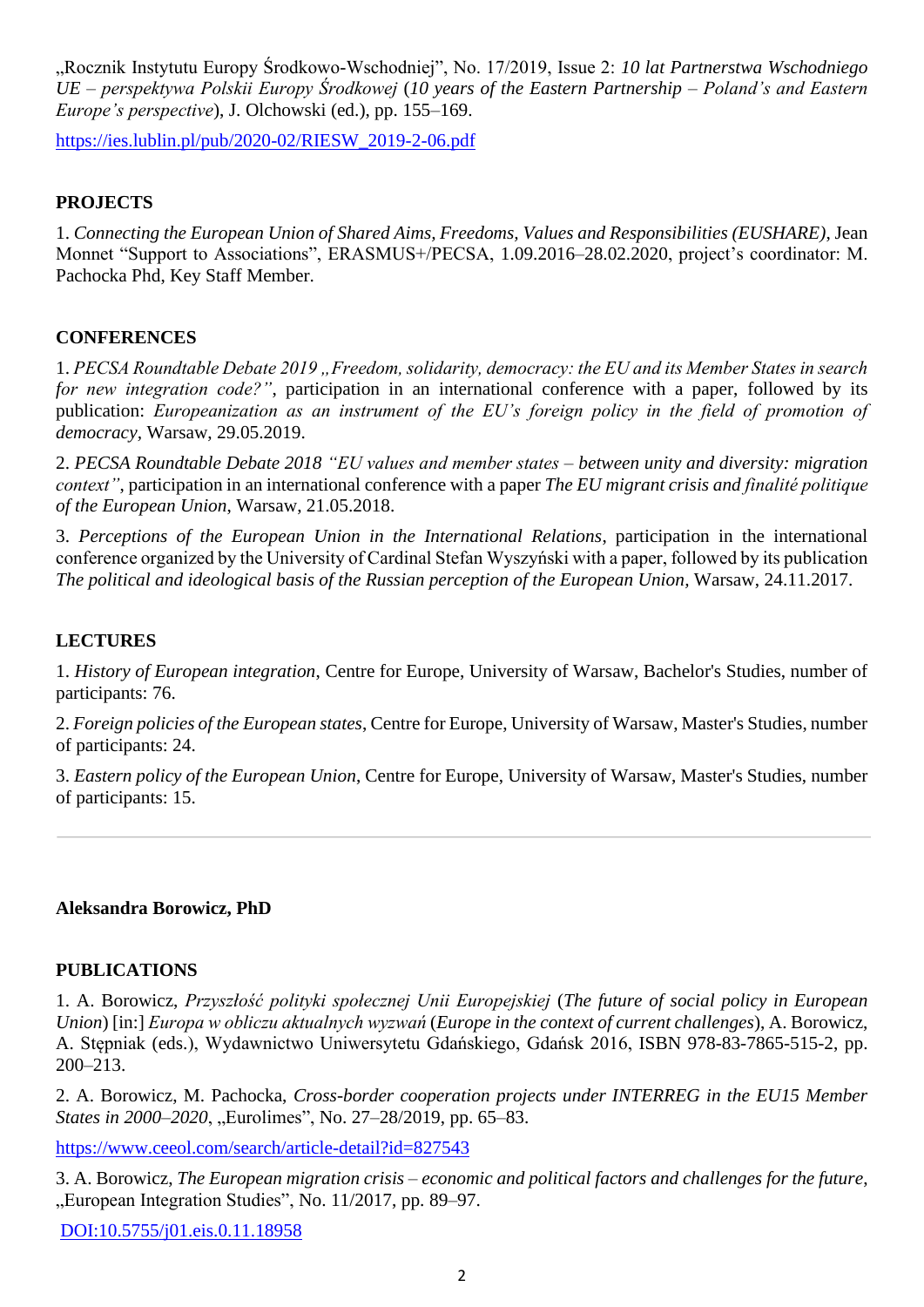„Rocznik Instytutu Europy Środkowo-Wschodniej", No. 17/2019, Issue 2: *10 lat Partnerstwa Wschodniego UE – perspektywa Polskii Europy Środkowej* (*10 years of the Eastern Partnership – Poland's and Eastern Europe's perspective*), J. Olchowski (ed.), pp. 155–169.

https://ies.lublin.pl/pub/2020-02/RIESW_2019-2-06.pdf

**PROJECTS**

1. *Connecting the European Union of Shared Aims, Freedoms, Values and Responsibilities (EUSHARE)*, Jean Monnet "Support to Associations", ERASMUS+/PECSA, 1.09.2016–28.02.2020, project's coordinator: M. Pachocka Phd, Key Staff Member.

**CONFERENCES**

1. *PECSA Roundtable Debate 2019 „Freedom, solidarity, democracy: the EU and its Member States in search for new integration code?"*, participation in an international conference with a paper, followed by its publication: *Europeanization as an instrument of the EU's foreign policy in the field of promotion of democracy*, Warsaw, 29.05.2019.

2. *PECSA Roundtable Debate 2018 "EU values and member states – between unity and diversity: migration context"*, participation in an international conference with a paper *The EU migrant crisis and finalité politique of the European Union*, Warsaw, 21.05.2018.

3. *Perceptions of the European Union in the International Relations*, participation in the international conference organized by the University of Cardinal Stefan Wyszyński with a paper, followed by its publication *The political and ideological basis of the Russian perception of the European Union*, Warsaw, 24.11.2017.

**LECTURES**

1. *History of European integration*, Centre for Europe, University of Warsaw, Bachelor's Studies, number of participants: 76.

2. *Foreign policies of the European states*, Centre for Europe, University of Warsaw, Master's Studies, number of participants: 24.

3. *Eastern policy of the European Union*, Centre for Europe, University of Warsaw, Master's Studies, number of participants: 15.

---

**Aleksandra Borowicz, PhD**

**PUBLICATIONS**

1. A. Borowicz, *Przyszłość polityki społecznej Unii Europejskiej* (*The future of social policy in European Union*) [in:] *Europa w obliczu aktualnych wyzwań* (*Europe in the context of current challenges*), A. Borowicz, A. Stępniak (eds.), Wydawnictwo Uniwersytetu Gdańskiego, Gdańsk 2016, ISBN 978-83-7865-515-2, pp. 200–213.

2. A. Borowicz, M. Pachocka, *Cross-border cooperation projects under INTERREG in the EU15 Member States in 2000–2020*, „Eurolimes", No. 27–28/2019, pp. 65–83.

https://www.ceeol.com/search/article-detail?id=827543

3. A. Borowicz, *The European migration crisis – economic and political factors and challenges for the future*, „European Integration Studies", No. 11/2017, pp. 89–97.

DOI:10.5755/j01.eis.0.11.18958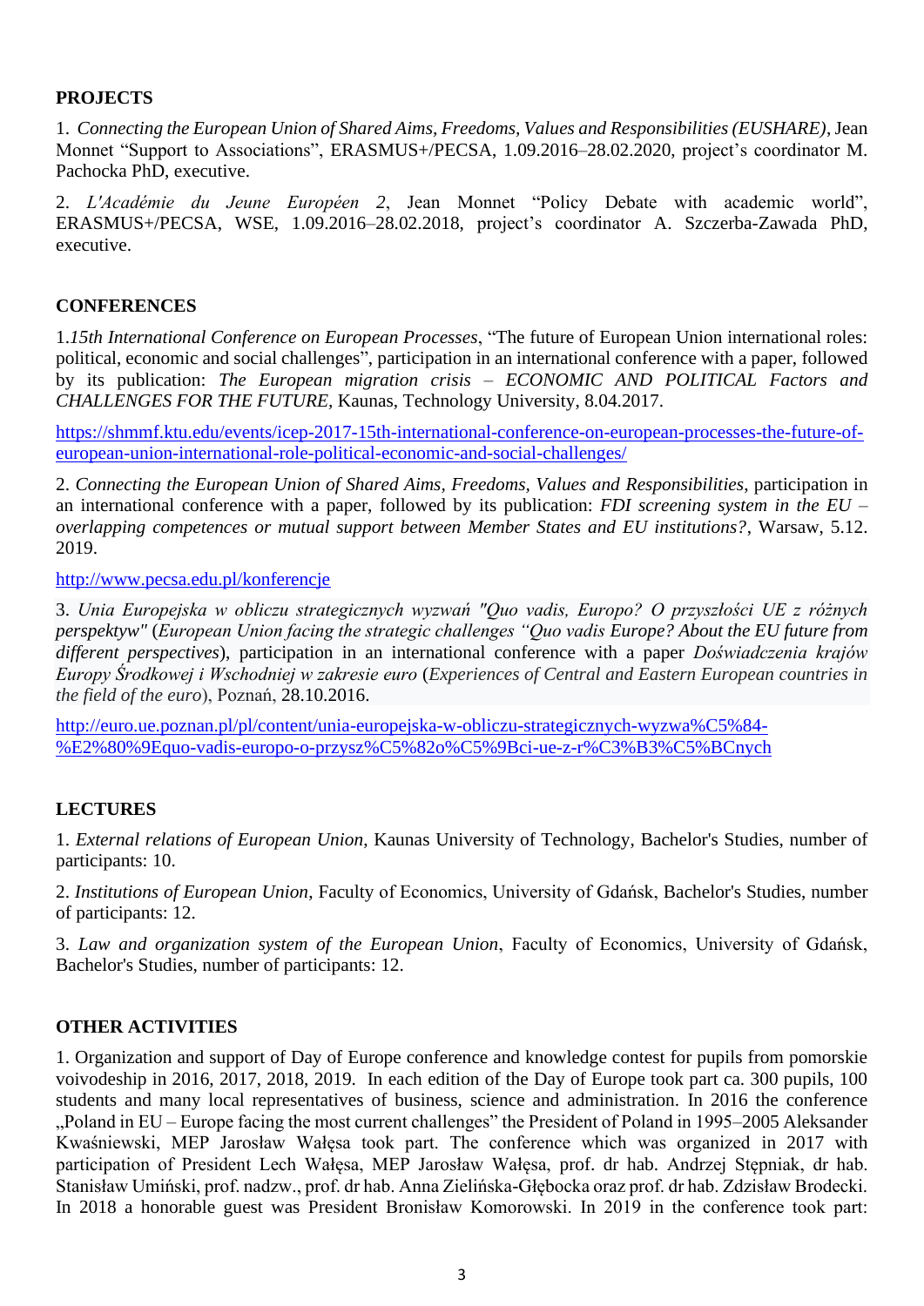## PROJECTS

1. *Connecting the European Union of Shared Aims, Freedoms, Values and Responsibilities (EUSHARE)*, Jean Monnet "Support to Associations", ERASMUS+/PECSA, 1.09.2016–28.02.2020, project's coordinator M. Pachocka PhD, executive.

2. *L'Académie du Jeune Européen 2*, Jean Monnet "Policy Debate with academic world", ERASMUS+/PECSA, WSE, 1.09.2016–28.02.2018, project's coordinator A. Szczerba-Zawada PhD, executive.

## CONFERENCES

1.*15th International Conference on European Processes*, "The future of European Union international roles: political, economic and social challenges", participation in an international conference with a paper, followed by its publication: *The European migration crisis – ECONOMIC AND POLITICAL Factors and CHALLENGES FOR THE FUTURE,* Kaunas, Technology University, 8.04.2017.

https://shmmf.ktu.edu/events/icep-2017-15th-international-conference-on-european-processes-the-future-of-european-union-international-role-political-economic-and-social-challenges/

2. *Connecting the European Union of Shared Aims, Freedoms, Values and Responsibilities*, participation in an international conference with a paper, followed by its publication: *FDI screening system in the EU – overlapping competences or mutual support between Member States and EU institutions?*, Warsaw, 5.12. 2019.

http://www.pecsa.edu.pl/konferencje

3. *Unia Europejska w obliczu strategicznych wyzwań "Quo vadis, Europo? O przyszłości UE z różnych perspektyw"* (*European Union facing the strategic challenges "Quo vadis Europe? About the EU future from different perspectives*), participation in an international conference with a paper *Doświadczenia krajów Europy Środkowej i Wschodniej w zakresie euro* (*Experiences of Central and Eastern European countries in the field of the euro*), Poznań, 28.10.2016.

http://euro.ue.poznan.pl/pl/content/unia-europejska-w-obliczu-strategicznych-wyzwa%C5%84-%E2%80%9Equo-vadis-europo-o-przysz%C5%82o%C5%9Bci-ue-z-r%C3%B3%C5%BCnych

## LECTURES

1. *External relations of European Union*, Kaunas University of Technology, Bachelor's Studies, number of participants: 10.

2. *Institutions of European Union*, Faculty of Economics, University of Gdańsk, Bachelor's Studies, number of participants: 12.

3. *Law and organization system of the European Union*, Faculty of Economics, University of Gdańsk, Bachelor's Studies, number of participants: 12.

## OTHER ACTIVITIES

1. Organization and support of Day of Europe conference and knowledge contest for pupils from pomorskie voivodeship in 2016, 2017, 2018, 2019. In each edition of the Day of Europe took part ca. 300 pupils, 100 students and many local representatives of business, science and administration. In 2016 the conference „Poland in EU – Europe facing the most current challenges" the President of Poland in 1995–2005 Aleksander Kwaśniewski, MEP Jarosław Wałęsa took part. The conference which was organized in 2017 with participation of President Lech Wałęsa, MEP Jarosław Wałęsa, prof. dr hab. Andrzej Stępniak, dr hab. Stanisław Umiński, prof. nadzw., prof. dr hab. Anna Zielińska-Głębocka oraz prof. dr hab. Zdzisław Brodecki. In 2018 a honorable guest was President Bronisław Komorowski. In 2019 in the conference took part: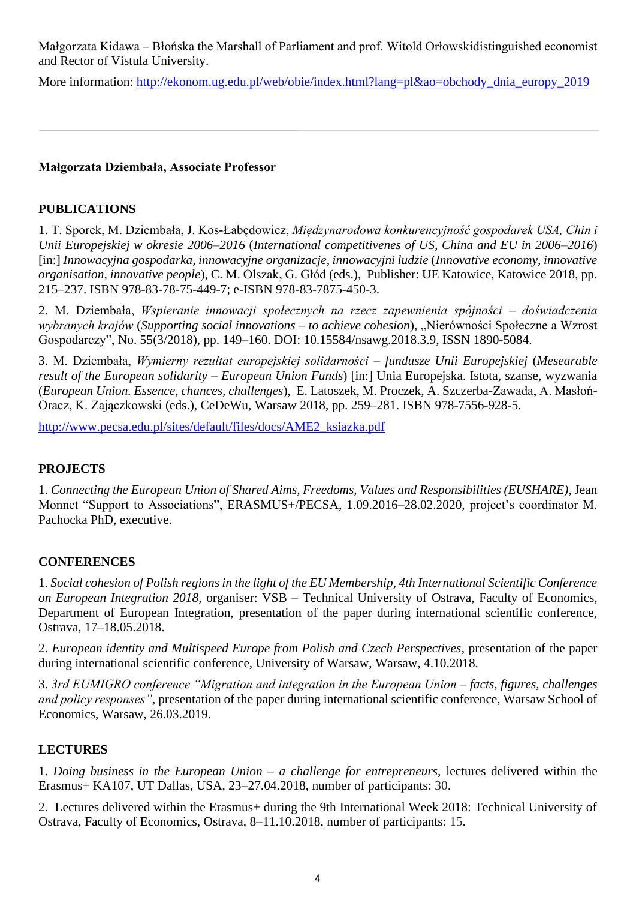Małgorzata Kidawa – Błońska the Marshall of Parliament and prof. Witold Orłowskidistinguished economist and Rector of Vistula University.

More information: http://ekonom.ug.edu.pl/web/obie/index.html?lang=pl&ao=obchody_dnia_europy_2019

---

**Małgorzata Dziembała, Associate Professor**

## PUBLICATIONS

1. T. Sporek, M. Dziembała, J. Kos-Łabędowicz, *Międzynarodowa konkurencyjność gospodarek USA, Chin i Unii Europejskiej w okresie 2006–2016* (*International competitivenes of US, China and EU in 2006–2016*) [in:] *Innowacyjna gospodarka, innowacyjne organizacje, innowacyjni ludzie* (*Innovative economy, innovative organisation, innovative people*), C. M. Olszak, G. Głód (eds.), Publisher: UE Katowice, Katowice 2018, pp. 215–237. ISBN 978-83-78-75-449-7; e-ISBN 978-83-7875-450-3.

2. M. Dziembała, *Wspieranie innowacji społecznych na rzecz zapewnienia spójności – doświadczenia wybranych krajów* (*Supporting social innovations – to achieve cohesion*), „Nierówności Społeczne a Wzrost Gospodarczy", No. 55(3/2018), pp. 149–160. DOI: 10.15584/nsawg.2018.3.9, ISSN 1890-5084.

3. M. Dziembała, *Wymierny rezultat europejskiej solidarności – fundusze Unii Europejskiej* (*Mesearable result of the European solidarity – European Union Funds*) [in:] Unia Europejska. Istota, szanse, wyzwania (*European Union. Essence, chances, challenges*), E. Latoszek, M. Proczek, A. Szczerba-Zawada, A. Masłoń-Oracz, K. Zajączkowski (eds.), CeDeWu, Warsaw 2018, pp. 259–281. ISBN 978-7556-928-5.

http://www.pecsa.edu.pl/sites/default/files/docs/AME2_ksiazka.pdf

## PROJECTS

1. *Connecting the European Union of Shared Aims, Freedoms, Values and Responsibilities (EUSHARE)*, Jean Monnet "Support to Associations", ERASMUS+/PECSA, 1.09.2016–28.02.2020, project's coordinator M. Pachocka PhD, executive.

## CONFERENCES

1. *Social cohesion of Polish regions in the light of the EU Membership, 4th International Scientific Conference on European Integration 2018,* organiser: VSB – Technical University of Ostrava, Faculty of Economics, Department of European Integration, presentation of the paper during international scientific conference, Ostrava, 17–18.05.2018.

2. *European identity and Multispeed Europe from Polish and Czech Perspectives*, presentation of the paper during international scientific conference, University of Warsaw, Warsaw, 4.10.2018.

3. *3rd EUMIGRO conference "Migration and integration in the European Union – facts, figures, challenges and policy responses",* presentation of the paper during international scientific conference, Warsaw School of Economics, Warsaw, 26.03.2019.

## LECTURES

1. *Doing business in the European Union – a challenge for entrepreneurs,* lectures delivered within the Erasmus+ KA107, UT Dallas, USA, 23–27.04.2018, number of participants: 30.

2. Lectures delivered within the Erasmus+ during the 9th International Week 2018: Technical University of Ostrava, Faculty of Economics, Ostrava, 8–11.10.2018, number of participants: 15.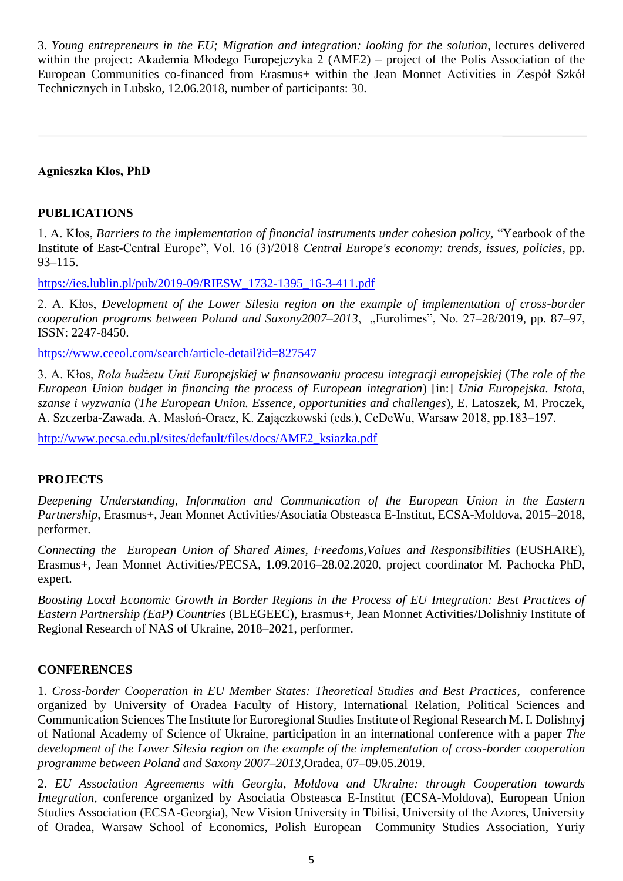3. *Young entrepreneurs in the EU; Migration and integration: looking for the solution*, lectures delivered within the project: Akademia Młodego Europejczyka 2 (AME2) – project of the Polis Association of the European Communities co-financed from Erasmus+ within the Jean Monnet Activities in Zespół Szkół Technicznych in Lubsko, 12.06.2018, number of participants: 30.

---

**Agnieszka Kłos, PhD**

## PUBLICATIONS

1. A. Kłos, *Barriers to the implementation of financial instruments under cohesion policy*, "Yearbook of the Institute of East-Central Europe", Vol. 16 (3)/2018 *Central Europe's economy: trends, issues, policies*, pp. 93–115.

https://ies.lublin.pl/pub/2019-09/RIESW_1732-1395_16-3-411.pdf

2. A. Kłos, *Development of the Lower Silesia region on the example of implementation of cross-border cooperation programs between Poland and Saxony2007–2013*, „Eurolimes", No. 27–28/2019, pp. 87–97, ISSN: 2247-8450.

https://www.ceeol.com/search/article-detail?id=827547

3. A. Kłos, *Rola budżetu Unii Europejskiej w finansowaniu procesu integracji europejskiej* (*The role of the European Union budget in financing the process of European integration*) [in:] *Unia Europejska. Istota, szanse i wyzwania* (*The European Union. Essence, opportunities and challenges*), E. Latoszek, M. Proczek, A. Szczerba-Zawada, A. Masłoń-Oracz, K. Zajączkowski (eds.), CeDeWu, Warsaw 2018, pp.183–197.

http://www.pecsa.edu.pl/sites/default/files/docs/AME2_ksiazka.pdf

## PROJECTS

*Deepening Understanding, Information and Communication of the European Union in the Eastern Partnership*, Erasmus+, Jean Monnet Activities/Asociatia Obsteasca E-Institut, ECSA-Moldova, 2015–2018, performer.

*Connecting the European Union of Shared Aimes, Freedoms,Values and Responsibilities* (EUSHARE), Erasmus+, Jean Monnet Activities/PECSA, 1.09.2016–28.02.2020, project coordinator M. Pachocka PhD, expert.

*Boosting Local Economic Growth in Border Regions in the Process of EU Integration: Best Practices of Eastern Partnership (EaP) Countries* (BLEGEEC), Erasmus+, Jean Monnet Activities/Dolishniy Institute of Regional Research of NAS of Ukraine, 2018–2021, performer.

## CONFERENCES

1. *Cross-border Cooperation in EU Member States: Theoretical Studies and Best Practices*, conference organized by University of Oradea Faculty of History, International Relation, Political Sciences and Communication Sciences The Institute for Euroregional Studies Institute of Regional Research M. I. Dolishnyj of National Academy of Science of Ukraine, participation in an international conference with a paper *The development of the Lower Silesia region on the example of the implementation of cross-border cooperation programme between Poland and Saxony 2007–2013*,Oradea, 07–09.05.2019.

2. *EU Association Agreements with Georgia, Moldova and Ukraine: through Cooperation towards Integration*, conference organized by Asociatia Obsteasca E-Institut (ECSA-Moldova), European Union Studies Association (ECSA-Georgia), New Vision University in Tbilisi, University of the Azores, University of Oradea, Warsaw School of Economics, Polish European Community Studies Association, Yuriy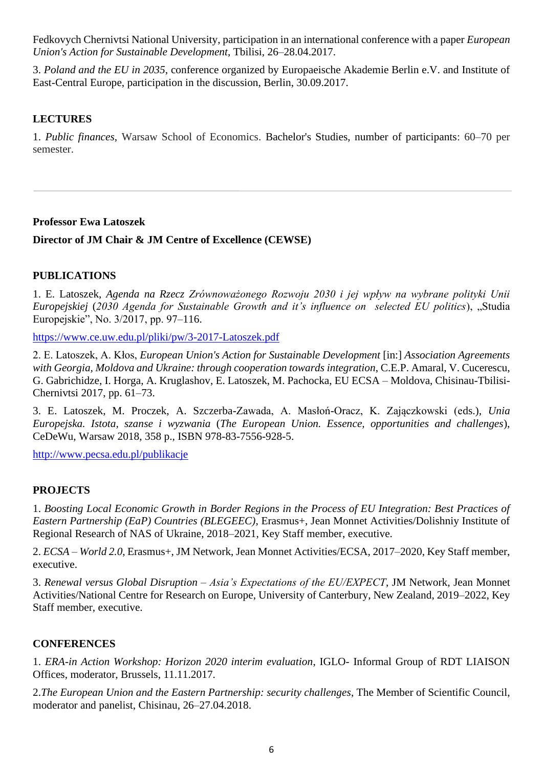Fedkovych Chernivtsi National University, participation in an international conference with a paper *European Union's Action for Sustainable Development*, Tbilisi, 26–28.04.2017.

3. *Poland and the EU in 2035*, conference organized by Europaeische Akademie Berlin e.V. and Institute of East-Central Europe, participation in the discussion, Berlin, 30.09.2017.

**LECTURES**

1. *Public finances*, Warsaw School of Economics. Bachelor's Studies, number of participants: 60–70 per semester.

---

**Professor Ewa Latoszek**

**Director of JM Chair & JM Centre of Excellence (CEWSE)**

**PUBLICATIONS**

1. E. Latoszek, *Agenda na Rzecz Zrównoważonego Rozwoju 2030 i jej wpływ na wybrane polityki Unii Europejskiej* (*2030 Agenda for Sustainable Growth and it's influence on selected EU politics*), „Studia Europejskie", No. 3/2017, pp. 97–116.

https://www.ce.uw.edu.pl/pliki/pw/3-2017-Latoszek.pdf

2. E. Latoszek, A. Kłos, *European Union's Action for Sustainable Development* [in:] *Association Agreements with Georgia, Moldova and Ukraine: through cooperation towards integration*, C.E.P. Amaral, V. Cucerescu, G. Gabrichidze, I. Horga, A. Kruglashov, E. Latoszek, M. Pachocka, EU ECSA – Moldova, Chisinau-Tbilisi-Chernivtsi 2017, pp. 61–73.

3. E. Latoszek, M. Proczek, A. Szczerba-Zawada, A. Masłoń-Oracz, K. Zajączkowski (eds.), *Unia Europejska. Istota, szanse i wyzwania* (*The European Union. Essence, opportunities and challenges*), CeDeWu, Warsaw 2018, 358 p., ISBN 978-83-7556-928-5.

http://www.pecsa.edu.pl/publikacje

**PROJECTS**

1. *Boosting Local Economic Growth in Border Regions in the Process of EU Integration: Best Practices of Eastern Partnership (EaP) Countries (BLEGEEC)*, Erasmus+, Jean Monnet Activities/Dolishniy Institute of Regional Research of NAS of Ukraine, 2018–2021, Key Staff member, executive.

2. *ECSA – World 2.0*, Erasmus+, JM Network, Jean Monnet Activities/ECSA, 2017–2020, Key Staff member, executive.

3. *Renewal versus Global Disruption – Asia's Expectations of the EU/EXPECT*, JM Network, Jean Monnet Activities/National Centre for Research on Europe, University of Canterbury, New Zealand, 2019–2022, Key Staff member, executive.

**CONFERENCES**

1. *ERA-in Action Workshop: Horizon 2020 interim evaluation*, IGLO- Informal Group of RDT LIAISON Offices, moderator, Brussels, 11.11.2017.

2.*The European Union and the Eastern Partnership: security challenges*, The Member of Scientific Council, moderator and panelist, Chisinau, 26–27.04.2018.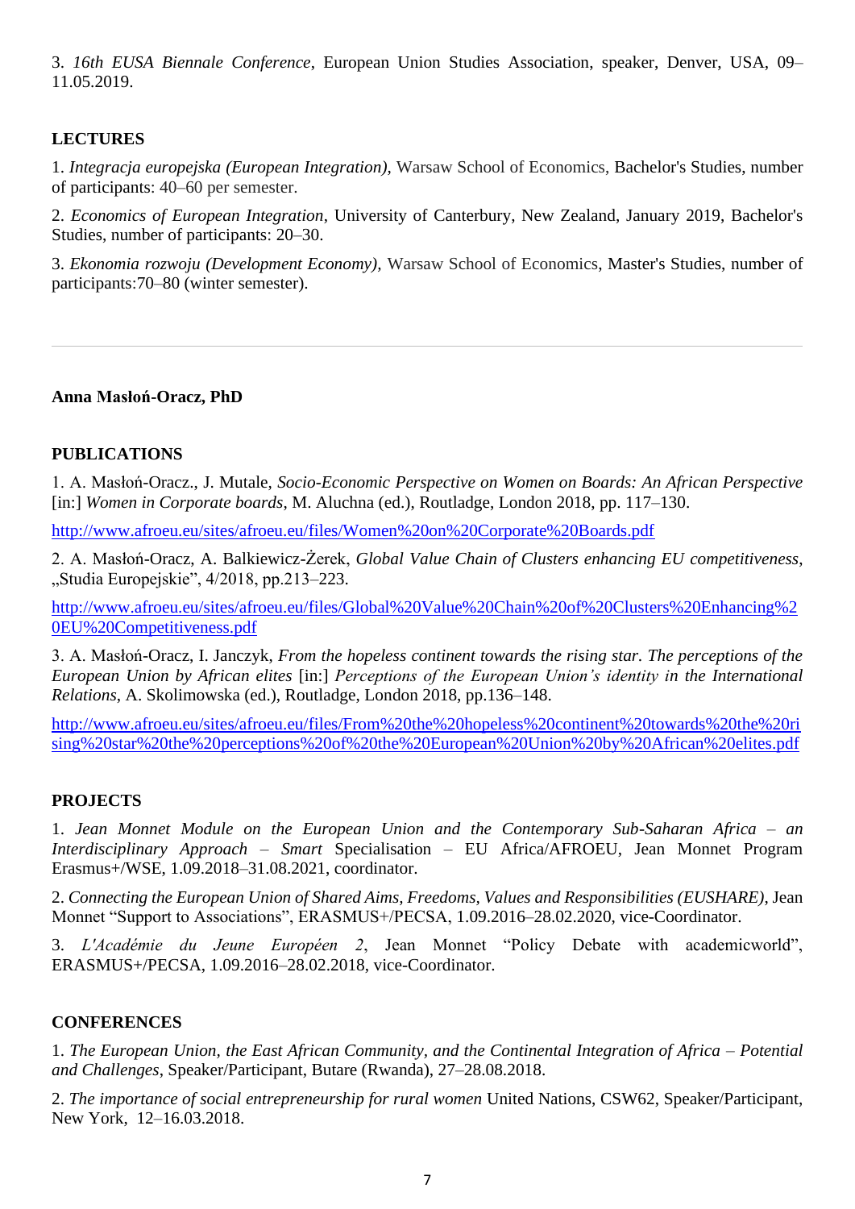3. *16th EUSA Biennale Conference*, European Union Studies Association, speaker, Denver, USA, 09–11.05.2019.

### LECTURES

1. *Integracja europejska (European Integration)*, Warsaw School of Economics, Bachelor's Studies, number of participants: 40–60 per semester.

2. *Economics of European Integration*, University of Canterbury, New Zealand, January 2019, Bachelor's Studies, number of participants: 20–30.

3. *Ekonomia rozwoju (Development Economy)*, Warsaw School of Economics, Master's Studies, number of participants:70–80 (winter semester).

---

**Anna Masłoń-Oracz, PhD**

### PUBLICATIONS

1. A. Masłoń-Oracz., J. Mutale, *Socio-Economic Perspective on Women on Boards: An African Perspective* [in:] *Women in Corporate boards*, M. Aluchna (ed.), Routladge, London 2018, pp. 117–130.

http://www.afroeu.eu/sites/afroeu.eu/files/Women%20on%20Corporate%20Boards.pdf

2. A. Masłoń-Oracz, A. Balkiewicz-Żerek, *Global Value Chain of Clusters enhancing EU competitiveness*, „Studia Europejskie", 4/2018, pp.213–223.

http://www.afroeu.eu/sites/afroeu.eu/files/Global%20Value%20Chain%20of%20Clusters%20Enhancing%20EU%20Competitiveness.pdf

3. A. Masłoń-Oracz, I. Janczyk, *From the hopeless continent towards the rising star. The perceptions of the European Union by African elites* [in:] *Perceptions of the European Union's identity in the International Relations*, A. Skolimowska (ed.), Routladge, London 2018, pp.136–148.

http://www.afroeu.eu/sites/afroeu.eu/files/From%20the%20hopeless%20continent%20towards%20the%20rising%20star%20the%20perceptions%20of%20the%20European%20Union%20by%20African%20elites.pdf

### PROJECTS

1. *Jean Monnet Module on the European Union and the Contemporary Sub-Saharan Africa – an Interdisciplinary Approach – Smart* Specialisation – EU Africa/AFROEU, Jean Monnet Program Erasmus+/WSE, 1.09.2018–31.08.2021, coordinator.

2. *Connecting the European Union of Shared Aims, Freedoms, Values and Responsibilities (EUSHARE)*, Jean Monnet "Support to Associations", ERASMUS+/PECSA, 1.09.2016–28.02.2020, vice-Coordinator.

3. *L'Académie du Jeune Européen 2*, Jean Monnet "Policy Debate with academicworld", ERASMUS+/PECSA, 1.09.2016–28.02.2018, vice-Coordinator.

### CONFERENCES

1. *The European Union, the East African Community, and the Continental Integration of Africa – Potential and Challenges*, Speaker/Participant, Butare (Rwanda), 27–28.08.2018.

2. *The importance of social entrepreneurship for rural women* United Nations, CSW62, Speaker/Participant, New York, 12–16.03.2018.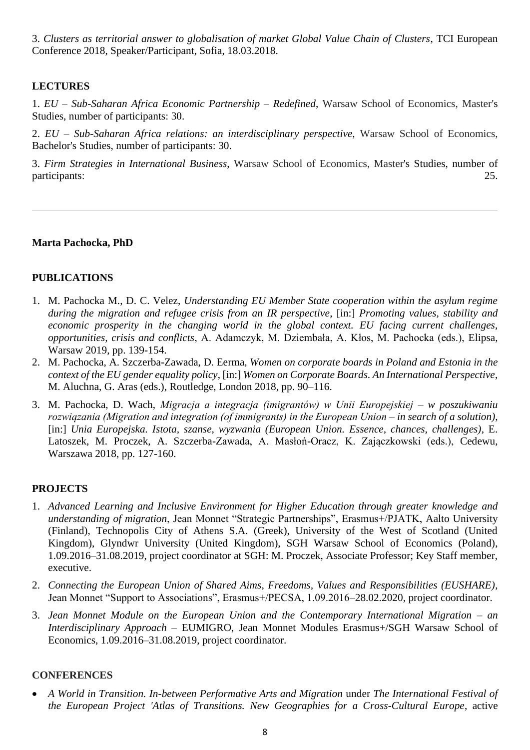3. *Clusters as territorial answer to globalisation of market Global Value Chain of Clusters*, TCI European Conference 2018, Speaker/Participant, Sofia, 18.03.2018.

## LECTURES

1. *EU – Sub-Saharan Africa Economic Partnership – Redefined*, Warsaw School of Economics, Master's Studies, number of participants: 30.

2. *EU – Sub-Saharan Africa relations: an interdisciplinary perspective*, Warsaw School of Economics, Bachelor's Studies, number of participants: 30.

3. *Firm Strategies in International Business*, Warsaw School of Economics, Master's Studies, number of participants: 25.

---

**Marta Pachocka, PhD**

## PUBLICATIONS

1. M. Pachocka M., D. C. Velez, *Understanding EU Member State cooperation within the asylum regime during the migration and refugee crisis from an IR perspective*, [in:] *Promoting values, stability and economic prosperity in the changing world in the global context. EU facing current challenges, opportunities, crisis and conflicts*, A. Adamczyk, M. Dziembała, A. Kłos, M. Pachocka (eds.), Elipsa, Warsaw 2019, pp. 139-154.
2. M. Pachocka, A. Szczerba-Zawada, D. Eerma, *Women on corporate boards in Poland and Estonia in the context of the EU gender equality policy*, [in:] *Women on Corporate Boards. An International Perspective*, M. Aluchna, G. Aras (eds.), Routledge, London 2018, pp. 90–116.
3. M. Pachocka, D. Wach, *Migracja a integracja (imigrantów) w Unii Europejskiej – w poszukiwaniu rozwiązania (Migration and integration (of immigrants) in the European Union – in search of a solution)*, [in:] *Unia Europejska. Istota, szanse, wyzwania (European Union. Essence, chances, challenges)*, E. Latoszek, M. Proczek, A. Szczerba-Zawada, A. Masłoń-Oracz, K. Zajączkowski (eds.), Cedewu, Warszawa 2018, pp. 127-160.

## PROJECTS

1. *Advanced Learning and Inclusive Environment for Higher Education through greater knowledge and understanding of migration*, Jean Monnet "Strategic Partnerships", Erasmus+/PJATK, Aalto University (Finland), Technopolis City of Athens S.A. (Greek), University of the West of Scotland (United Kingdom), Glyndwr University (United Kingdom), SGH Warsaw School of Economics (Poland), 1.09.2016–31.08.2019, project coordinator at SGH: M. Proczek, Associate Professor; Key Staff member, executive.
2. *Connecting the European Union of Shared Aims, Freedoms, Values and Responsibilities (EUSHARE)*, Jean Monnet "Support to Associations", Erasmus+/PECSA, 1.09.2016–28.02.2020, project coordinator.
3. *Jean Monnet Module on the European Union and the Contemporary International Migration – an Interdisciplinary Approach* – EUMIGRO, Jean Monnet Modules Erasmus+/SGH Warsaw School of Economics, 1.09.2016–31.08.2019, project coordinator.

## CONFERENCES

- *A World in Transition. In-between Performative Arts and Migration* under *The International Festival of the European Project 'Atlas of Transitions. New Geographies for a Cross-Cultural Europe*, active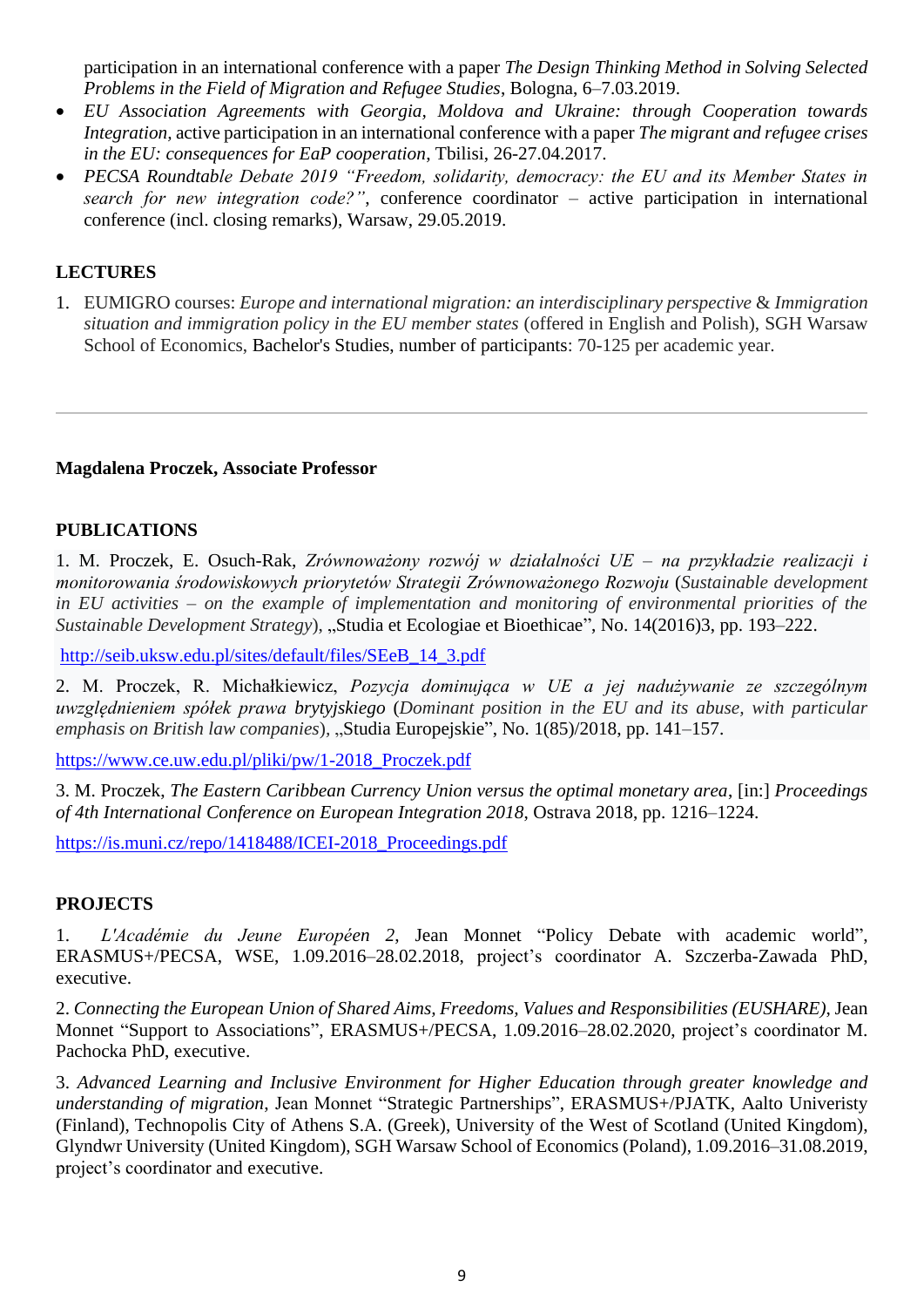participation in an international conference with a paper *The Design Thinking Method in Solving Selected Problems in the Field of Migration and Refugee Studies*, Bologna, 6–7.03.2019.

- *EU Association Agreements with Georgia, Moldova and Ukraine: through Cooperation towards Integration*, active participation in an international conference with a paper *The migrant and refugee crises in the EU: consequences for EaP cooperation*, Tbilisi, 26-27.04.2017.
- *PECSA Roundtable Debate 2019 "Freedom, solidarity, democracy: the EU and its Member States in search for new integration code?"*, conference coordinator – active participation in international conference (incl. closing remarks), Warsaw, 29.05.2019.

**LECTURES**

1. EUMIGRO courses: *Europe and international migration: an interdisciplinary perspective* & *Immigration situation and immigration policy in the EU member states* (offered in English and Polish), SGH Warsaw School of Economics, Bachelor's Studies, number of participants: 70-125 per academic year.

---

**Magdalena Proczek, Associate Professor**

**PUBLICATIONS**

1. M. Proczek, E. Osuch-Rak, *Zrównoważony rozwój w działalności UE – na przykładzie realizacji i monitorowania środowiskowych priorytetów Strategii Zrównoważonego Rozwoju* (*Sustainable development in EU activities – on the example of implementation and monitoring of environmental priorities of the Sustainable Development Strategy*), „Studia et Ecologiae et Bioethicae", No. 14(2016)3, pp. 193–222.

http://seib.uksw.edu.pl/sites/default/files/SEeB_14_3.pdf

2. M. Proczek, R. Michałkiewicz, *Pozycja dominująca w UE a jej nadużywanie ze szczególnym uwzględnieniem spółek prawa brytyjskiego* (*Dominant position in the EU and its abuse, with particular emphasis on British law companies*), „Studia Europejskie", No. 1(85)/2018, pp. 141–157.

https://www.ce.uw.edu.pl/pliki/pw/1-2018_Proczek.pdf

3. M. Proczek, *The Eastern Caribbean Currency Union versus the optimal monetary area*, [in:] *Proceedings of 4th International Conference on European Integration 2018*, Ostrava 2018, pp. 1216–1224.

https://is.muni.cz/repo/1418488/ICEI-2018_Proceedings.pdf

**PROJECTS**

1. *L'Académie du Jeune Européen 2,* Jean Monnet "Policy Debate with academic world", ERASMUS+/PECSA, WSE, 1.09.2016–28.02.2018, project's coordinator A. Szczerba-Zawada PhD, executive.

2. *Connecting the European Union of Shared Aims, Freedoms, Values and Responsibilities (EUSHARE)*, Jean Monnet "Support to Associations", ERASMUS+/PECSA, 1.09.2016–28.02.2020, project's coordinator M. Pachocka PhD, executive.

3. *Advanced Learning and Inclusive Environment for Higher Education through greater knowledge and understanding of migration*, Jean Monnet "Strategic Partnerships", ERASMUS+/PJATK, Aalto Univeristy (Finland), Technopolis City of Athens S.A. (Greek), University of the West of Scotland (United Kingdom), Glyndwr University (United Kingdom), SGH Warsaw School of Economics (Poland), 1.09.2016–31.08.2019, project's coordinator and executive.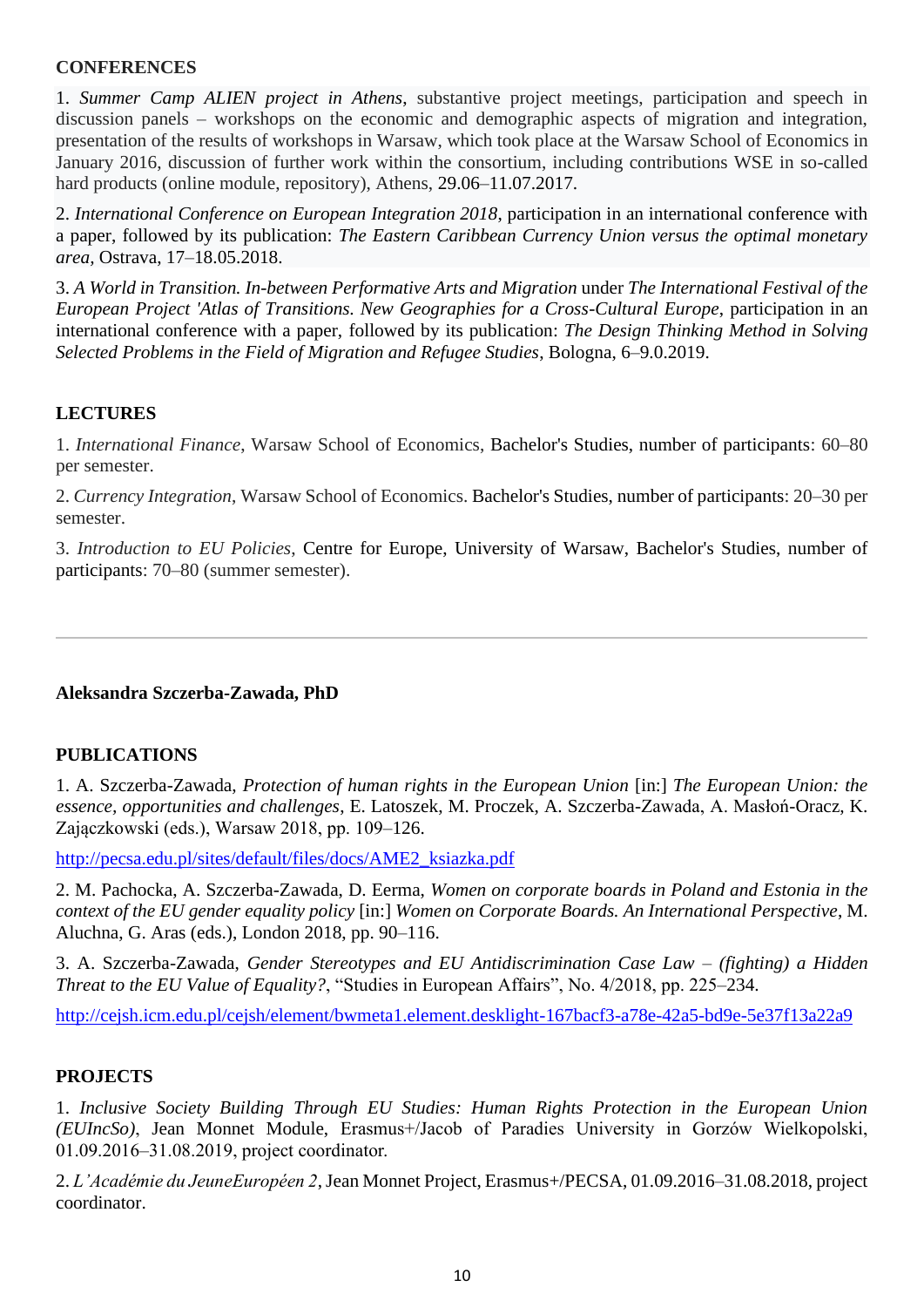## CONFERENCES

1. *Summer Camp ALIEN project in Athens*, substantive project meetings, participation and speech in discussion panels – workshops on the economic and demographic aspects of migration and integration, presentation of the results of workshops in Warsaw, which took place at the Warsaw School of Economics in January 2016, discussion of further work within the consortium, including contributions WSE in so-called hard products (online module, repository), Athens, 29.06–11.07.2017.

2. *International Conference on European Integration 2018*, participation in an international conference with a paper, followed by its publication: *The Eastern Caribbean Currency Union versus the optimal monetary area*, Ostrava, 17–18.05.2018.

3. *A World in Transition. In-between Performative Arts and Migration* under *The International Festival of the European Project 'Atlas of Transitions. New Geographies for a Cross-Cultural Europe*, participation in an international conference with a paper, followed by its publication: *The Design Thinking Method in Solving Selected Problems in the Field of Migration and Refugee Studies*, Bologna, 6–9.0.2019.

## LECTURES

1. *International Finance*, Warsaw School of Economics, Bachelor's Studies, number of participants: 60–80 per semester.

2. *Currency Integration*, Warsaw School of Economics. Bachelor's Studies, number of participants: 20–30 per semester.

3. *Introduction to EU Policies*, Centre for Europe, University of Warsaw, Bachelor's Studies, number of participants: 70–80 (summer semester).

---

**Aleksandra Szczerba-Zawada, PhD**

## PUBLICATIONS

1. A. Szczerba-Zawada, *Protection of human rights in the European Union* [in:] *The European Union: the essence, opportunities and challenges*, E. Latoszek, M. Proczek, A. Szczerba-Zawada, A. Masłoń-Oracz, K. Zajączkowski (eds.), Warsaw 2018, pp. 109–126.

http://pecsa.edu.pl/sites/default/files/docs/AME2_ksiazka.pdf

2. M. Pachocka, A. Szczerba-Zawada, D. Eerma, *Women on corporate boards in Poland and Estonia in the context of the EU gender equality policy* [in:] *Women on Corporate Boards. An International Perspective*, M. Aluchna, G. Aras (eds.), London 2018, pp. 90–116.

3. A. Szczerba-Zawada, *Gender Stereotypes and EU Antidiscrimination Case Law – (fighting) a Hidden Threat to the EU Value of Equality?*, "Studies in European Affairs", No. 4/2018, pp. 225–234.

http://cejsh.icm.edu.pl/cejsh/element/bwmeta1.element.desklight-167bacf3-a78e-42a5-bd9e-5e37f13a22a9

## PROJECTS

1. *Inclusive Society Building Through EU Studies: Human Rights Protection in the European Union (EUIncSo)*, Jean Monnet Module, Erasmus+/Jacob of Paradies University in Gorzów Wielkopolski, 01.09.2016–31.08.2019, project coordinator.

2. *L'Académie du JeuneEuropéen 2*, Jean Monnet Project, Erasmus+/PECSA, 01.09.2016–31.08.2018, project coordinator.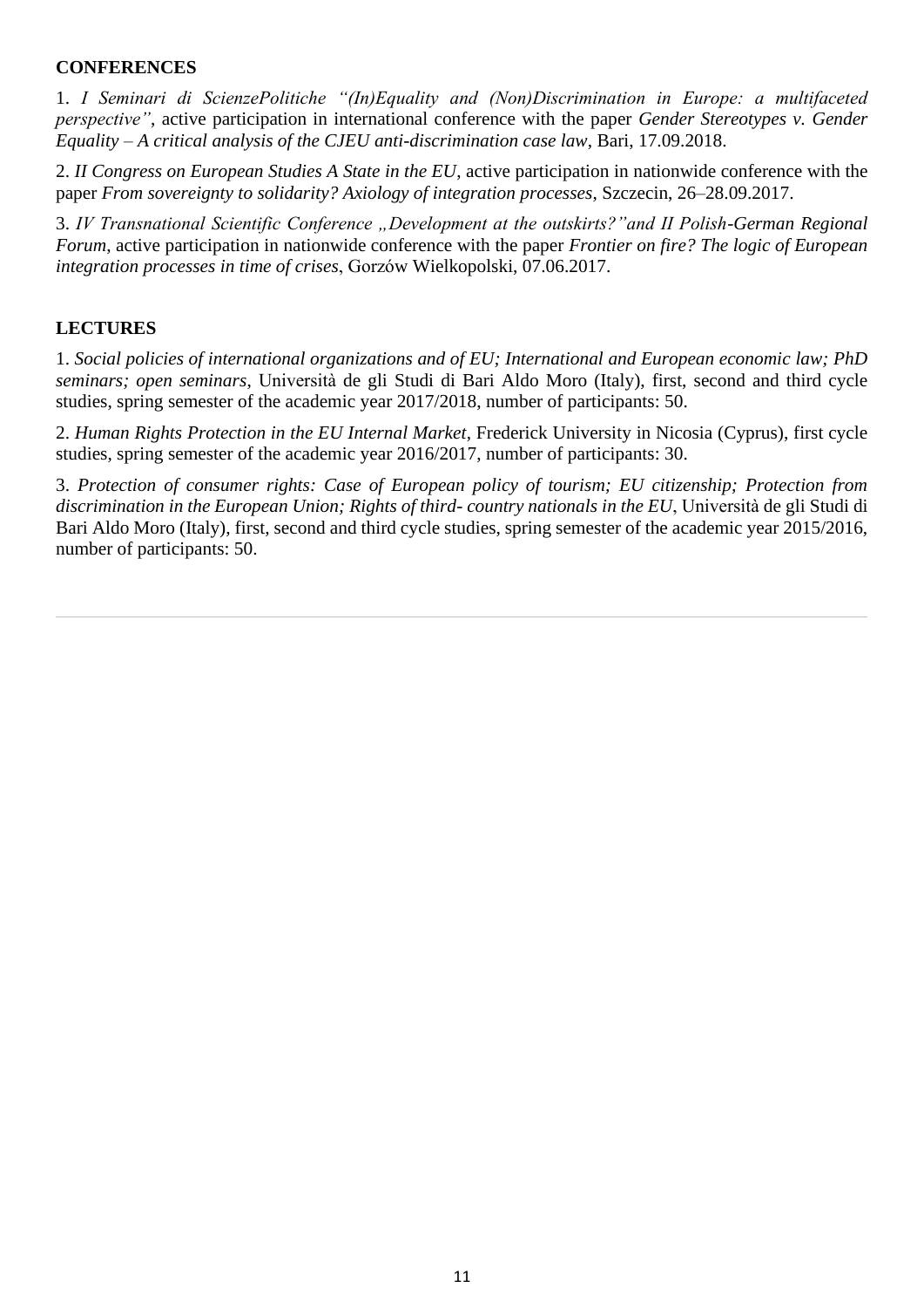**CONFERENCES**

1. *I Seminari di SciengePolitiche "(In)Equality and (Non)Discrimination in Europe: a multifaceted perspective"*, active participation in international conference with the paper *Gender Stereotypes v. Gender Equality – A critical analysis of the CJEU anti-discrimination case law*, Bari, 17.09.2018.

2. *II Congress on European Studies A State in the EU*, active participation in nationwide conference with the paper *From sovereignty to solidarity? Axiology of integration processes*, Szczecin, 26–28.09.2017.

3. *IV Transnational Scientific Conference „Development at the outskirts?"and II Polish-German Regional Forum*, active participation in nationwide conference with the paper *Frontier on fire? The logic of European integration processes in time of crises*, Gorzów Wielkopolski, 07.06.2017.

**LECTURES**

1. *Social policies of international organizations and of EU; International and European economic law; PhD seminars; open seminars*, Università de gli Studi di Bari Aldo Moro (Italy), first, second and third cycle studies, spring semester of the academic year 2017/2018, number of participants: 50.

2. *Human Rights Protection in the EU Internal Market*, Frederick University in Nicosia (Cyprus), first cycle studies, spring semester of the academic year 2016/2017, number of participants: 30.

3. *Protection of consumer rights: Case of European policy of tourism; EU citizenship; Protection from discrimination in the European Union; Rights of third- country nationals in the EU*, Università de gli Studi di Bari Aldo Moro (Italy), first, second and third cycle studies, spring semester of the academic year 2015/2016, number of participants: 50.